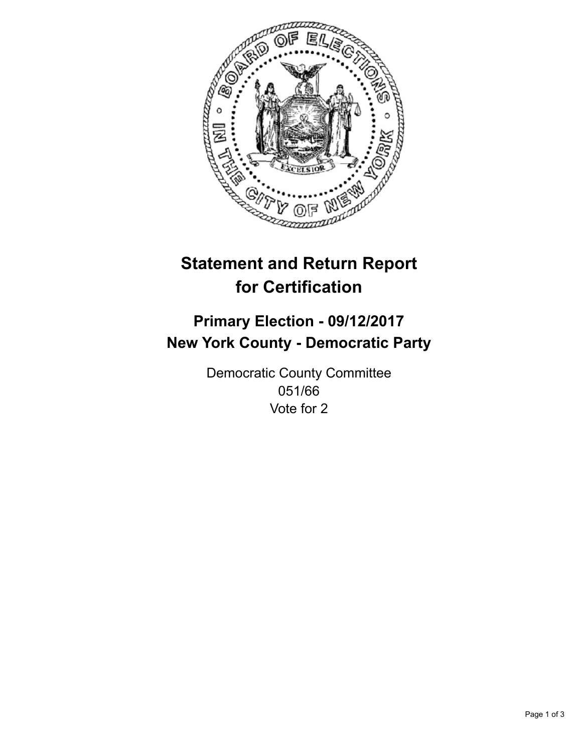# Statement and Return Report for Certification

## Primary Election - 09/12/2017
## New York County - Democratic Party

Democratic County Committee
051/66
Vote for 2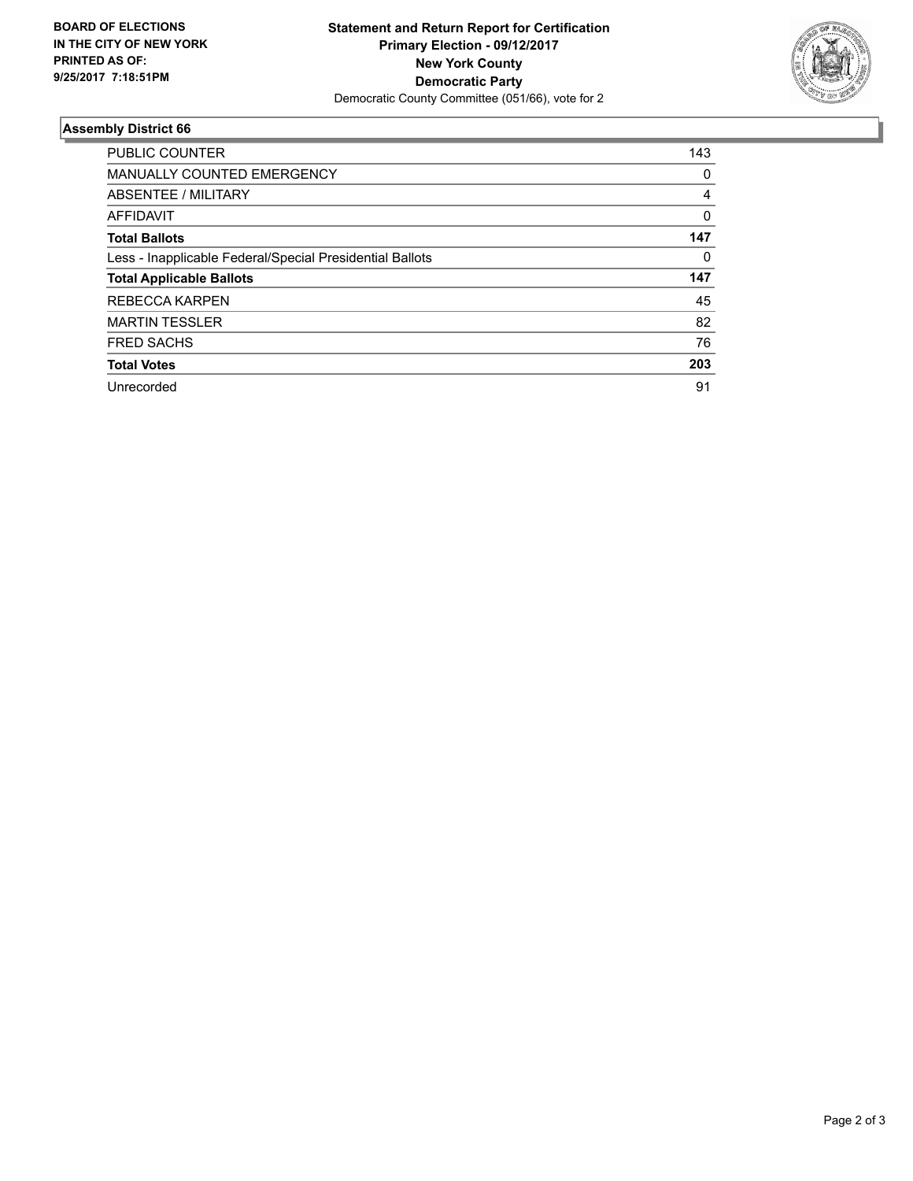**BOARD OF ELECTIONS IN THE CITY OF NEW YORK PRINTED AS OF: 9/25/2017 7:18:51PM**

**Statement and Return Report for Certification**
**Primary Election - 09/12/2017**
**New York County**
**Democratic Party**
Democratic County Committee (051/66), vote for 2

### Assembly District 66

| | |
|---|---|
| PUBLIC COUNTER | 143 |
| MANUALLY COUNTED EMERGENCY | 0 |
| ABSENTEE / MILITARY | 4 |
| AFFIDAVIT | 0 |
| **Total Ballots** | **147** |
| Less - Inapplicable Federal/Special Presidential Ballots | 0 |
| **Total Applicable Ballots** | **147** |
| REBECCA KARPEN | 45 |
| MARTIN TESSLER | 82 |
| FRED SACHS | 76 |
| **Total Votes** | **203** |
| Unrecorded | 91 |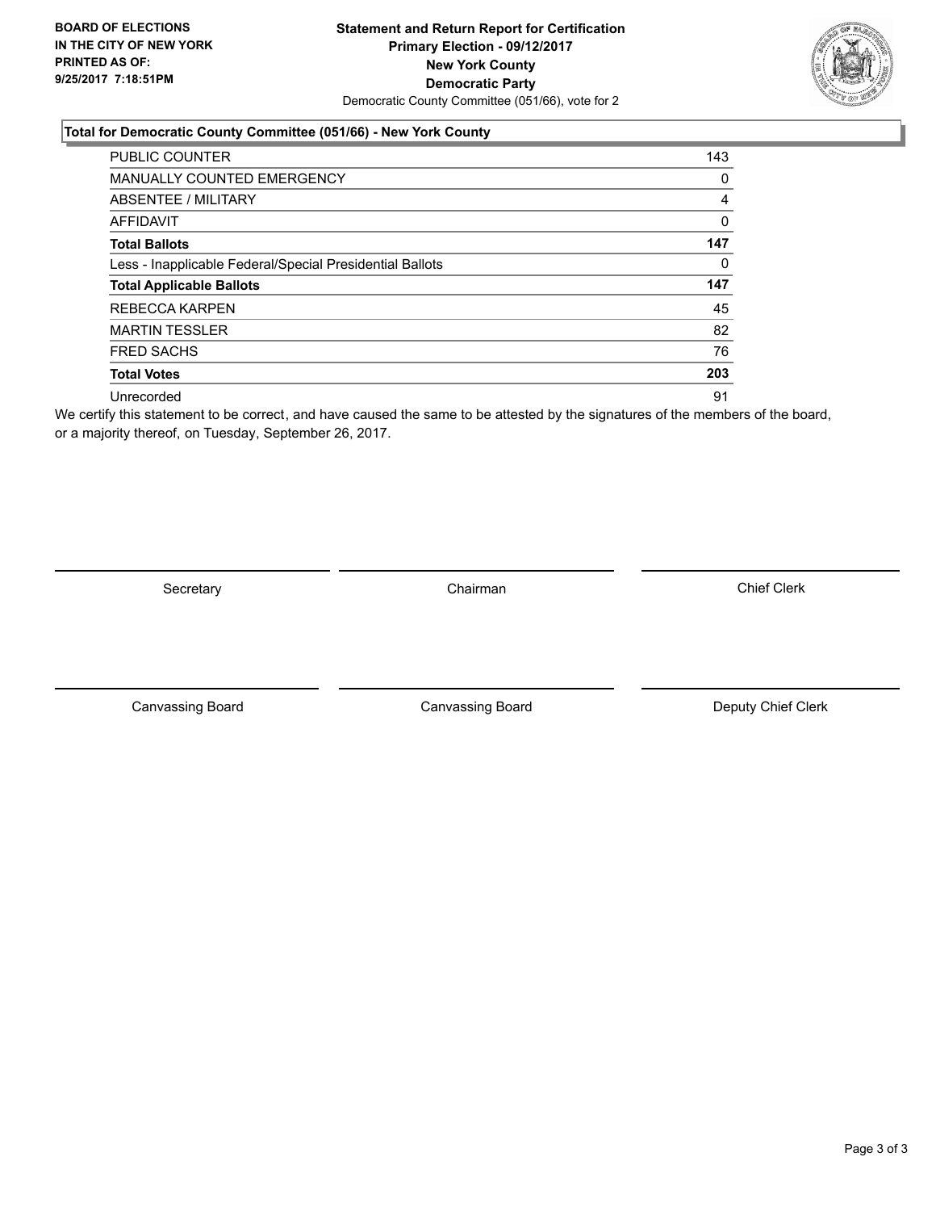**BOARD OF ELECTIONS**
**IN THE CITY OF NEW YORK**
**PRINTED AS OF:**
**9/25/2017 7:18:51PM**

**Statement and Return Report for Certification**
**Primary Election - 09/12/2017**
**New York County**
**Democratic Party**
Democratic County Committee (051/66), vote for 2

### Total for Democratic County Committee (051/66) - New York County

| | |
|---|---|
| PUBLIC COUNTER | 143 |
| MANUALLY COUNTED EMERGENCY | 0 |
| ABSENTEE / MILITARY | 4 |
| AFFIDAVIT | 0 |
| **Total Ballots** | **147** |
| Less - Inapplicable Federal/Special Presidential Ballots | 0 |
| **Total Applicable Ballots** | **147** |
| REBECCA KARPEN | 45 |
| MARTIN TESSLER | 82 |
| FRED SACHS | 76 |
| **Total Votes** | **203** |
| Unrecorded | 91 |

We certify this statement to be correct, and have caused the same to be attested by the signatures of the members of the board, or a majority thereof, on Tuesday, September 26, 2017.

Secretary

Chairman

Chief Clerk

Canvassing Board

Canvassing Board

Deputy Chief Clerk